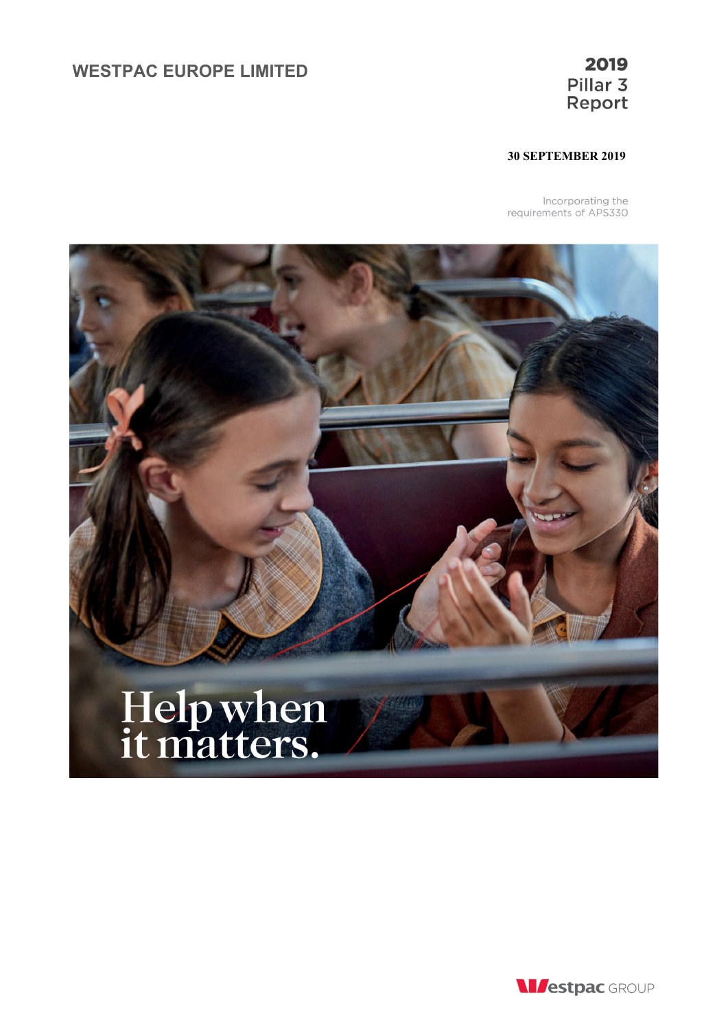# WESTPAC EUROPE LIMITED

**2019**
Pillar 3
Report

**30 SEPTEMBER 2019**

Incorporating the requirements of APS330

Help when it matters.

Westpac GROUP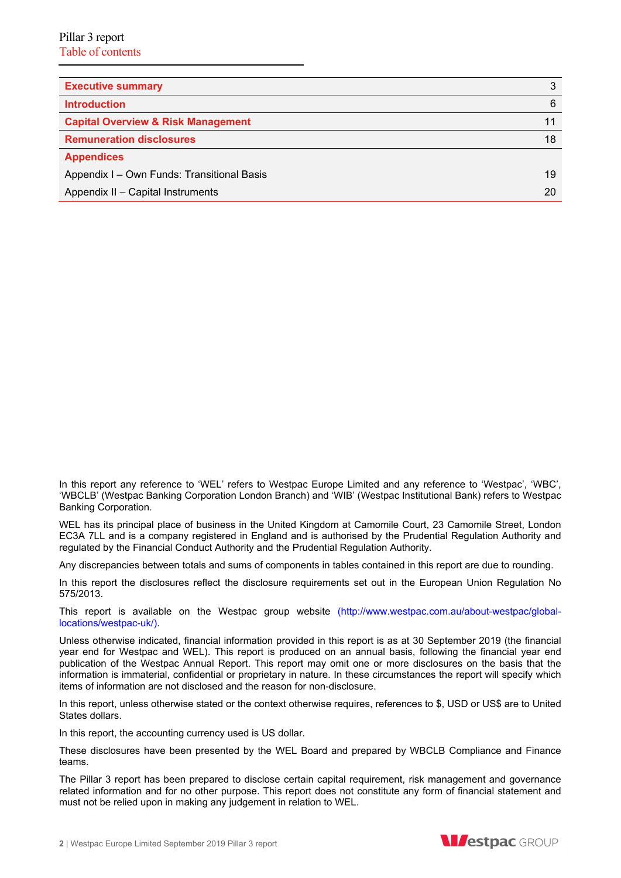# Pillar 3 report

## Table of contents

| | |
|---|---|
| **Executive summary** | 3 |
| **Introduction** | 6 |
| **Capital Overview & Risk Management** | 11 |
| **Remuneration disclosures** | 18 |
| **Appendices** | |
| Appendix I – Own Funds: Transitional Basis | 19 |
| Appendix II – Capital Instruments | 20 |

In this report any reference to 'WEL' refers to Westpac Europe Limited and any reference to 'Westpac', 'WBC', 'WBCLB' (Westpac Banking Corporation London Branch) and 'WIB' (Westpac Institutional Bank) refers to Westpac Banking Corporation.

WEL has its principal place of business in the United Kingdom at Camomile Court, 23 Camomile Street, London EC3A 7LL and is a company registered in England and is authorised by the Prudential Regulation Authority and regulated by the Financial Conduct Authority and the Prudential Regulation Authority.

Any discrepancies between totals and sums of components in tables contained in this report are due to rounding.

In this report the disclosures reflect the disclosure requirements set out in the European Union Regulation No 575/2013.

This report is available on the Westpac group website (http://www.westpac.com.au/about-westpac/global-locations/westpac-uk/).

Unless otherwise indicated, financial information provided in this report is as at 30 September 2019 (the financial year end for Westpac and WEL). This report is produced on an annual basis, following the financial year end publication of the Westpac Annual Report. This report may omit one or more disclosures on the basis that the information is immaterial, confidential or proprietary in nature. In these circumstances the report will specify which items of information are not disclosed and the reason for non-disclosure.

In this report, unless otherwise stated or the context otherwise requires, references to $, USD or US$ are to United States dollars.

In this report, the accounting currency used is US dollar.

These disclosures have been presented by the WEL Board and prepared by WBCLB Compliance and Finance teams.

The Pillar 3 report has been prepared to disclose certain capital requirement, risk management and governance related information and for no other purpose. This report does not constitute any form of financial statement and must not be relied upon in making any judgement in relation to WEL.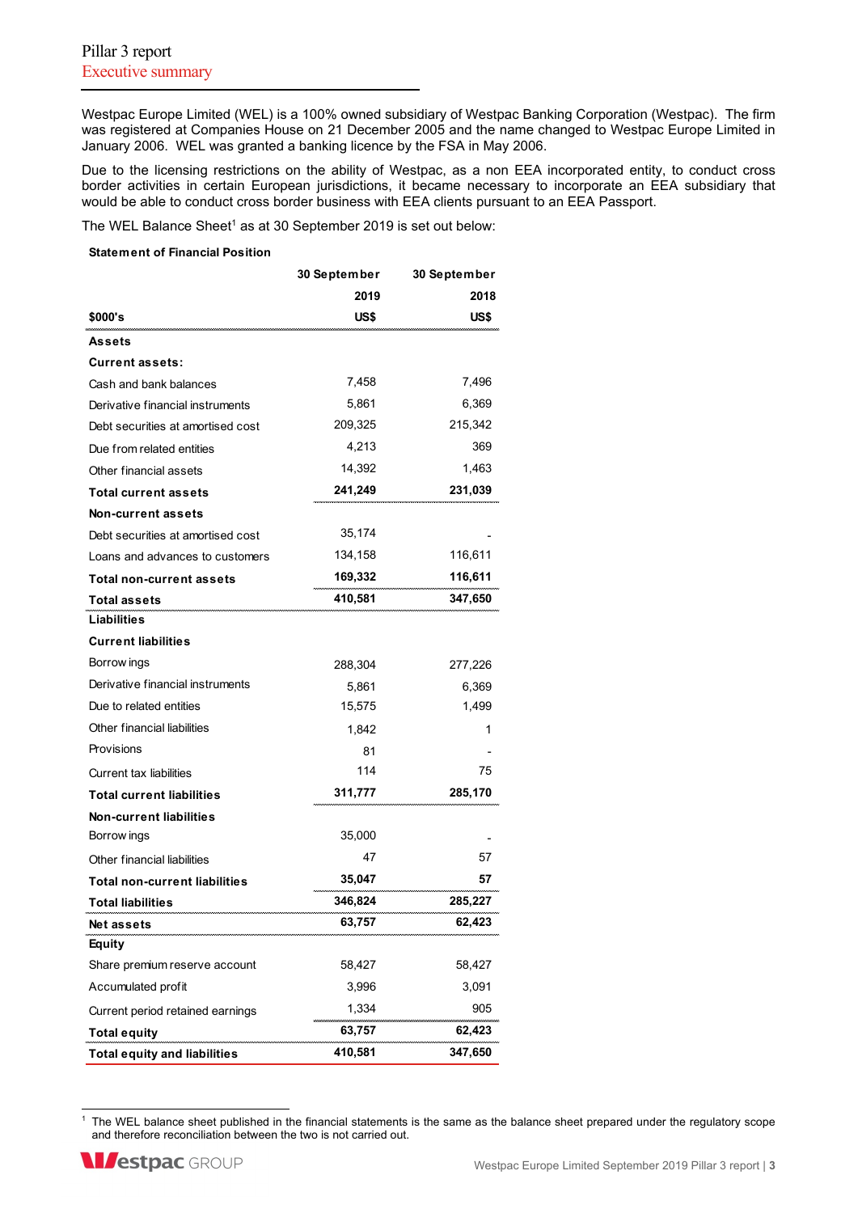# Pillar 3 report

## Executive summary

Westpac Europe Limited (WEL) is a 100% owned subsidiary of Westpac Banking Corporation (Westpac). The firm was registered at Companies House on 21 December 2005 and the name changed to Westpac Europe Limited in January 2006. WEL was granted a banking licence by the FSA in May 2006.

Due to the licensing restrictions on the ability of Westpac, as a non EEA incorporated entity, to conduct cross border activities in certain European jurisdictions, it became necessary to incorporate an EEA subsidiary that would be able to conduct cross border business with EEA clients pursuant to an EEA Passport.

The WEL Balance Sheet[1] as at 30 September 2019 is set out below:

**Statement of Financial Position**

| $000's | 30 September 2019 US$ | 30 September 2018 US$ |
|---|---|---|
| **Assets** | | |
| **Current assets:** | | |
| Cash and bank balances | 7,458 | 7,496 |
| Derivative financial instruments | 5,861 | 6,369 |
| Debt securities at amortised cost | 209,325 | 215,342 |
| Due from related entities | 4,213 | 369 |
| Other financial assets | 14,392 | 1,463 |
| **Total current assets** | **241,249** | **231,039** |
| **Non-current assets** | | |
| Debt securities at amortised cost | 35,174 | - |
| Loans and advances to customers | 134,158 | 116,611 |
| **Total non-current assets** | **169,332** | **116,611** |
| **Total assets** | **410,581** | **347,650** |
| **Liabilities** | | |
| **Current liabilities** | | |
| Borrowings | 288,304 | 277,226 |
| Derivative financial instruments | 5,861 | 6,369 |
| Due to related entities | 15,575 | 1,499 |
| Other financial liabilities | 1,842 | 1 |
| Provisions | 81 | - |
| Current tax liabilities | 114 | 75 |
| **Total current liabilities** | **311,777** | **285,170** |
| **Non-current liabilities** | | |
| Borrowings | 35,000 | - |
| Other financial liabilities | 47 | 57 |
| **Total non-current liabilities** | **35,047** | **57** |
| **Total liabilities** | **346,824** | **285,227** |
| **Net assets** | **63,757** | **62,423** |
| **Equity** | | |
| Share premium reserve account | 58,427 | 58,427 |
| Accumulated profit | 3,996 | 3,091 |
| Current period retained earnings | 1,334 | 905 |
| **Total equity** | **63,757** | **62,423** |
| **Total equity and liabilities** | **410,581** | **347,650** |

[1] The WEL balance sheet published in the financial statements is the same as the balance sheet prepared under the regulatory scope and therefore reconciliation between the two is not carried out.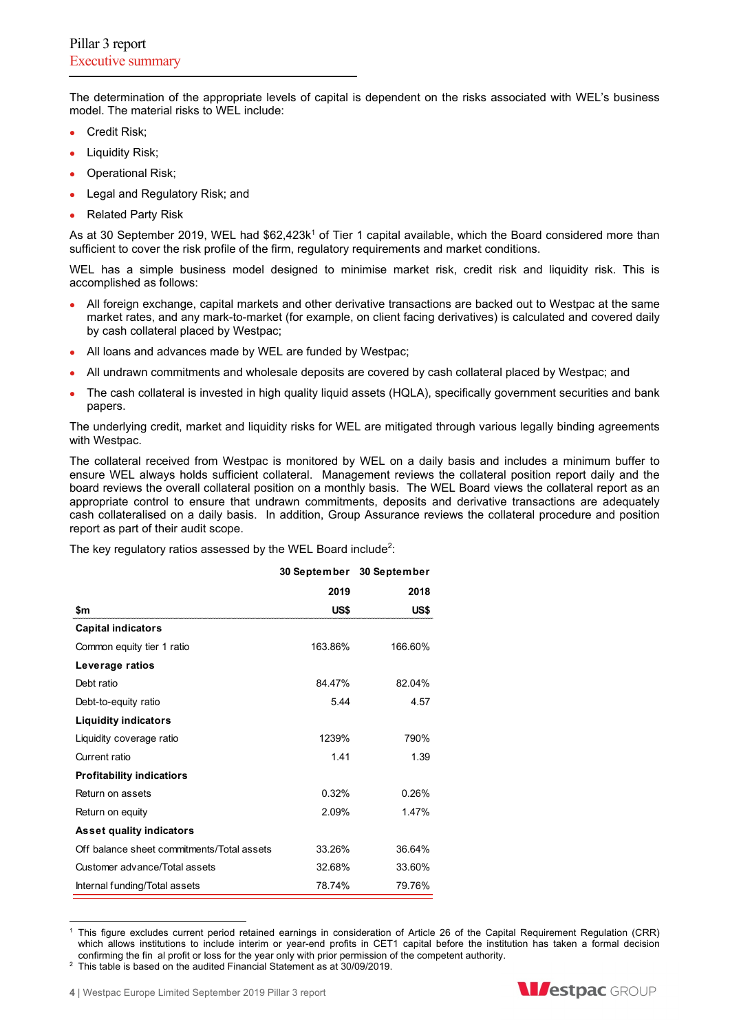The determination of the appropriate levels of capital is dependent on the risks associated with WEL's business model. The material risks to WEL include:

- Credit Risk;
- Liquidity Risk;
- Operational Risk;
- Legal and Regulatory Risk; and
- Related Party Risk

As at 30 September 2019, WEL had $62,423k[1] of Tier 1 capital available, which the Board considered more than sufficient to cover the risk profile of the firm, regulatory requirements and market conditions.

WEL has a simple business model designed to minimise market risk, credit risk and liquidity risk. This is accomplished as follows:

- All foreign exchange, capital markets and other derivative transactions are backed out to Westpac at the same market rates, and any mark-to-market (for example, on client facing derivatives) is calculated and covered daily by cash collateral placed by Westpac;
- All loans and advances made by WEL are funded by Westpac;
- All undrawn commitments and wholesale deposits are covered by cash collateral placed by Westpac; and
- The cash collateral is invested in high quality liquid assets (HQLA), specifically government securities and bank papers.

The underlying credit, market and liquidity risks for WEL are mitigated through various legally binding agreements with Westpac.

The collateral received from Westpac is monitored by WEL on a daily basis and includes a minimum buffer to ensure WEL always holds sufficient collateral. Management reviews the collateral position report daily and the board reviews the overall collateral position on a monthly basis. The WEL Board views the collateral report as an appropriate control to ensure that undrawn commitments, deposits and derivative transactions are adequately cash collateralised on a daily basis. In addition, Group Assurance reviews the collateral procedure and position report as part of their audit scope.

The key regulatory ratios assessed by the WEL Board include[2]:

| $m | 30 September 2019 US$ | 30 September 2018 US$ |
|---|---|---|
| **Capital indicators** | | |
| Common equity tier 1 ratio | 163.86% | 166.60% |
| **Leverage ratios** | | |
| Debt ratio | 84.47% | 82.04% |
| Debt-to-equity ratio | 5.44 | 4.57 |
| **Liquidity indicators** | | |
| Liquidity coverage ratio | 1239% | 790% |
| Current ratio | 1.41 | 1.39 |
| **Profitability indicators** | | |
| Return on assets | 0.32% | 0.26% |
| Return on equity | 2.09% | 1.47% |
| **Asset quality indicators** | | |
| Off balance sheet commitments/Total assets | 33.26% | 36.64% |
| Customer advance/Total assets | 32.68% | 33.60% |
| Internal funding/Total assets | 78.74% | 79.76% |

[1] This figure excludes current period retained earnings in consideration of Article 26 of the Capital Requirement Regulation (CRR) which allows institutions to include interim or year-end profits in CET1 capital before the institution has taken a formal decision confirming the fin al profit or loss for the year only with prior permission of the competent authority.

[2] This table is based on the audited Financial Statement as at 30/09/2019.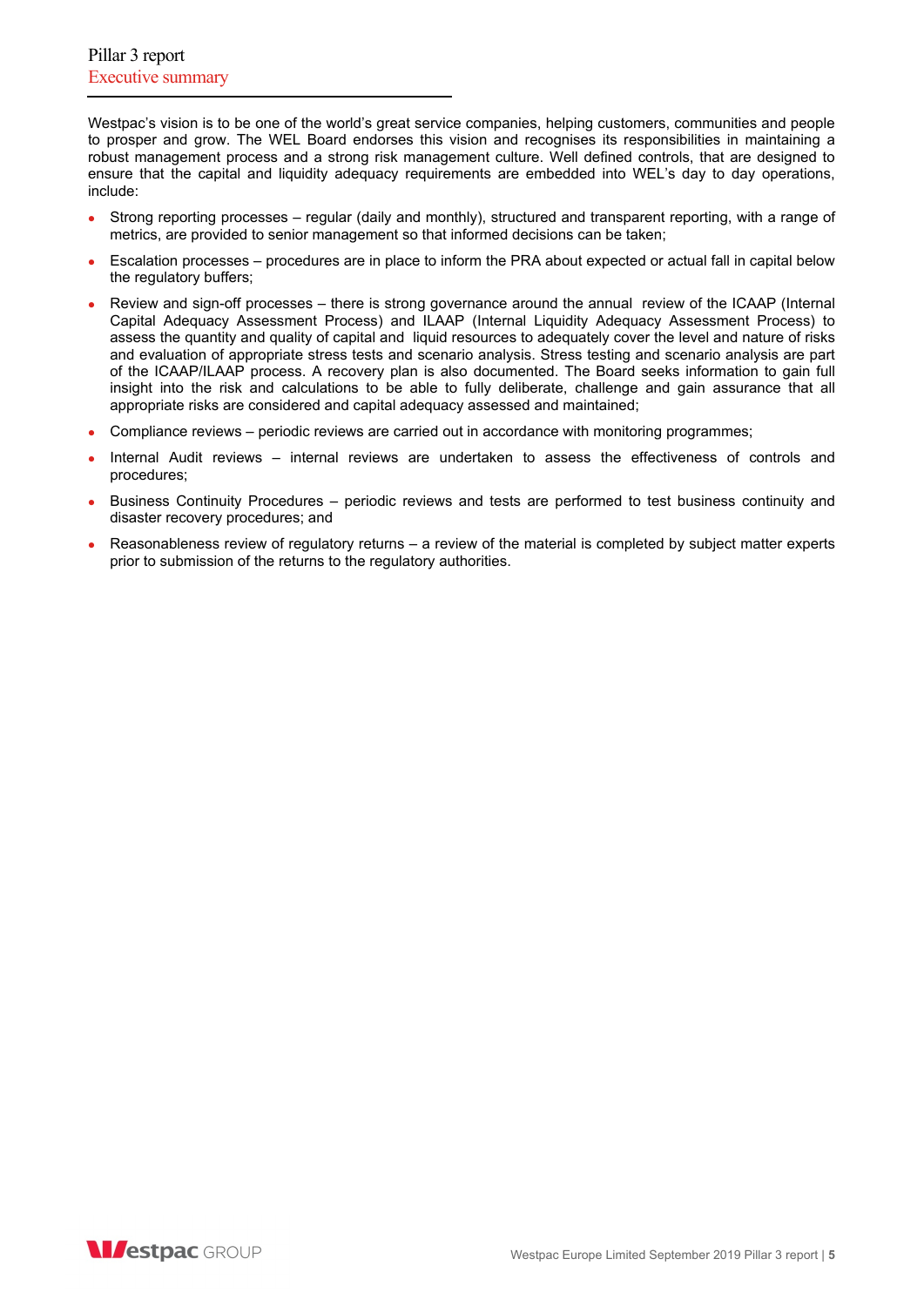Westpac's vision is to be one of the world's great service companies, helping customers, communities and people to prosper and grow. The WEL Board endorses this vision and recognises its responsibilities in maintaining a robust management process and a strong risk management culture. Well defined controls, that are designed to ensure that the capital and liquidity adequacy requirements are embedded into WEL's day to day operations, include:

- Strong reporting processes – regular (daily and monthly), structured and transparent reporting, with a range of metrics, are provided to senior management so that informed decisions can be taken;
- Escalation processes – procedures are in place to inform the PRA about expected or actual fall in capital below the regulatory buffers;
- Review and sign-off processes – there is strong governance around the annual review of the ICAAP (Internal Capital Adequacy Assessment Process) and ILAAP (Internal Liquidity Adequacy Assessment Process) to assess the quantity and quality of capital and liquid resources to adequately cover the level and nature of risks and evaluation of appropriate stress tests and scenario analysis. Stress testing and scenario analysis are part of the ICAAP/ILAAP process. A recovery plan is also documented. The Board seeks information to gain full insight into the risk and calculations to be able to fully deliberate, challenge and gain assurance that all appropriate risks are considered and capital adequacy assessed and maintained;
- Compliance reviews – periodic reviews are carried out in accordance with monitoring programmes;
- Internal Audit reviews – internal reviews are undertaken to assess the effectiveness of controls and procedures;
- Business Continuity Procedures – periodic reviews and tests are performed to test business continuity and disaster recovery procedures; and
- Reasonableness review of regulatory returns – a review of the material is completed by subject matter experts prior to submission of the returns to the regulatory authorities.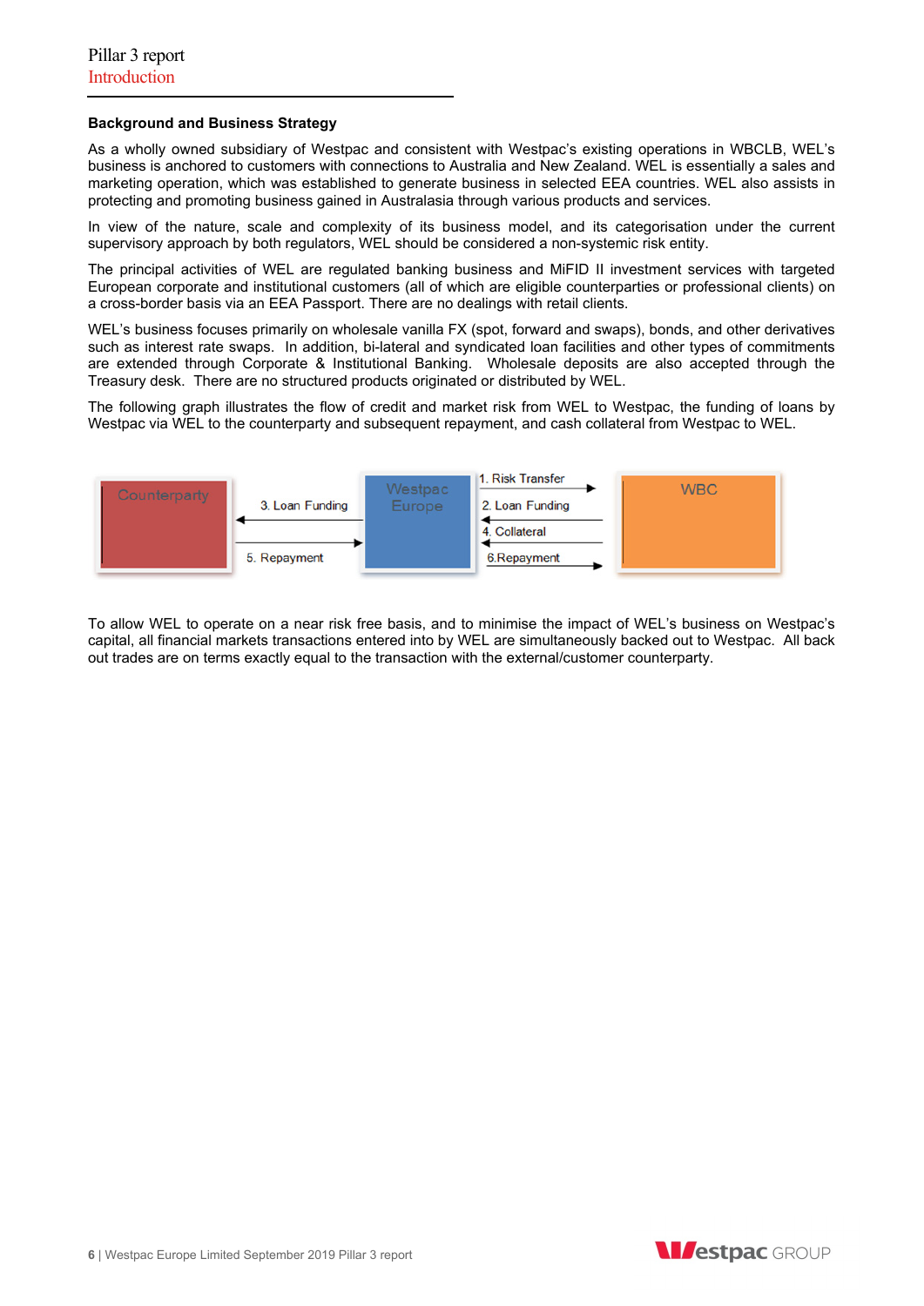## Background and Business Strategy

As a wholly owned subsidiary of Westpac and consistent with Westpac's existing operations in WBCLB, WEL's business is anchored to customers with connections to Australia and New Zealand. WEL is essentially a sales and marketing operation, which was established to generate business in selected EEA countries. WEL also assists in protecting and promoting business gained in Australasia through various products and services.

In view of the nature, scale and complexity of its business model, and its categorisation under the current supervisory approach by both regulators, WEL should be considered a non-systemic risk entity.

The principal activities of WEL are regulated banking business and MiFID II investment services with targeted European corporate and institutional customers (all of which are eligible counterparties or professional clients) on a cross-border basis via an EEA Passport. There are no dealings with retail clients.

WEL's business focuses primarily on wholesale vanilla FX (spot, forward and swaps), bonds, and other derivatives such as interest rate swaps. In addition, bi-lateral and syndicated loan facilities and other types of commitments are extended through Corporate & Institutional Banking. Wholesale deposits are also accepted through the Treasury desk. There are no structured products originated or distributed by WEL.

The following graph illustrates the flow of credit and market risk from WEL to Westpac, the funding of loans by Westpac via WEL to the counterparty and subsequent repayment, and cash collateral from Westpac to WEL.

Counterparty — 3. Loan Funding / 5. Repayment — Westpac Europe — 1. Risk Transfer / 2. Loan Funding / 4. Collateral / 6.Repayment — WBC

To allow WEL to operate on a near risk free basis, and to minimise the impact of WEL's business on Westpac's capital, all financial markets transactions entered into by WEL are simultaneously backed out to Westpac. All back out trades are on terms exactly equal to the transaction with the external/customer counterparty.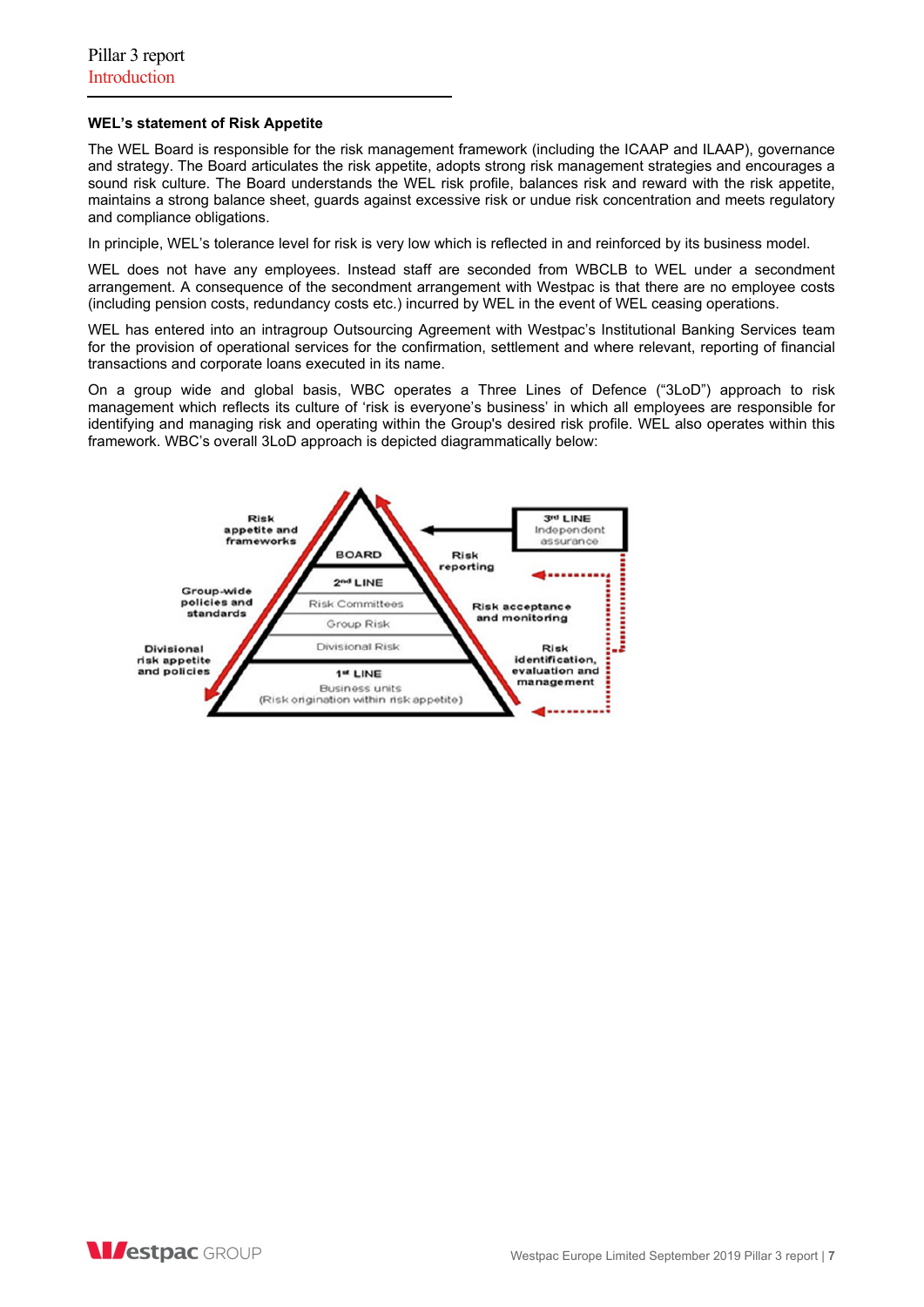**WEL's statement of Risk Appetite**

The WEL Board is responsible for the risk management framework (including the ICAAP and ILAAP), governance and strategy. The Board articulates the risk appetite, adopts strong risk management strategies and encourages a sound risk culture. The Board understands the WEL risk profile, balances risk and reward with the risk appetite, maintains a strong balance sheet, guards against excessive risk or undue risk concentration and meets regulatory and compliance obligations.

In principle, WEL's tolerance level for risk is very low which is reflected in and reinforced by its business model.

WEL does not have any employees. Instead staff are seconded from WBCLB to WEL under a secondment arrangement. A consequence of the secondment arrangement with Westpac is that there are no employee costs (including pension costs, redundancy costs etc.) incurred by WEL in the event of WEL ceasing operations.

WEL has entered into an intragroup Outsourcing Agreement with Westpac's Institutional Banking Services team for the provision of operational services for the confirmation, settlement and where relevant, reporting of financial transactions and corporate loans executed in its name.

On a group wide and global basis, WBC operates a Three Lines of Defence ("3LoD") approach to risk management which reflects its culture of 'risk is everyone's business' in which all employees are responsible for identifying and managing risk and operating within the Group's desired risk profile. WEL also operates within this framework. WBC's overall 3LoD approach is depicted diagrammatically below:

Risk appetite and frameworks

Group-wide policies and standards

Divisional risk appetite and policies

BOARD

2nd LINE

Risk Committees

Group Risk

Divisional Risk

1st LINE

Business units

(Risk origination within risk appetite)

3rd LINE

Independent assurance

Risk reporting

Risk acceptance and monitoring

Risk identification, evaluation and management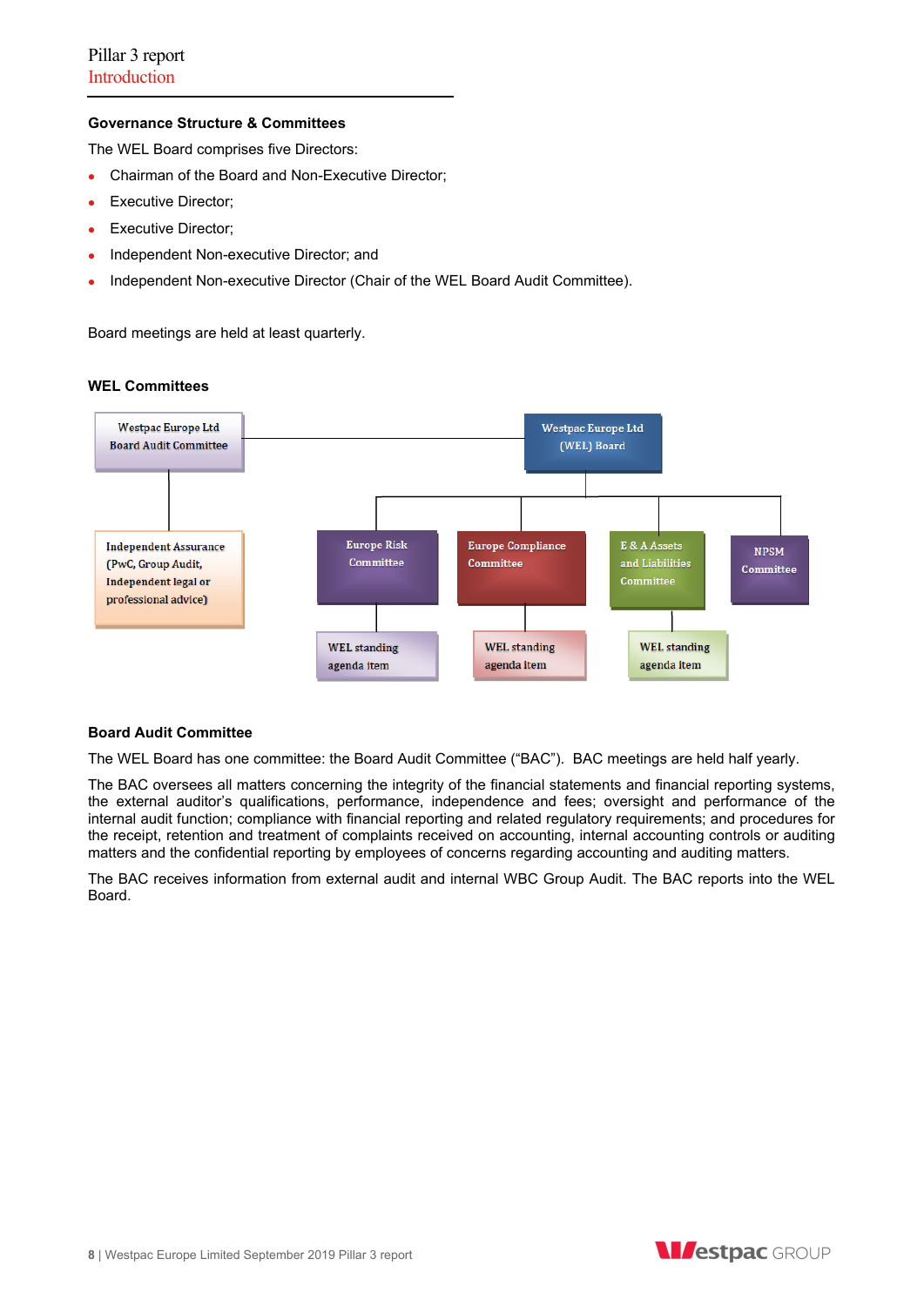## Governance Structure & Committees

The WEL Board comprises five Directors:

- Chairman of the Board and Non-Executive Director;
- Executive Director;
- Executive Director;
- Independent Non-executive Director; and
- Independent Non-executive Director (Chair of the WEL Board Audit Committee).

Board meetings are held at least quarterly.

## WEL Committees

Westpac Europe Ltd Board Audit Committee

Independent Assurance (PwC, Group Audit, Independent legal or professional advice)

Westpac Europe Ltd (WEL) Board

Europe Risk Committee

Europe Compliance Committee

E & A Assets and Liabilities Committee

NPSM Committee

WEL standing agenda item

WEL standing agenda item

WEL standing agenda item

## Board Audit Committee

The WEL Board has one committee: the Board Audit Committee ("BAC"). BAC meetings are held half yearly.

The BAC oversees all matters concerning the integrity of the financial statements and financial reporting systems, the external auditor's qualifications, performance, independence and fees; oversight and performance of the internal audit function; compliance with financial reporting and related regulatory requirements; and procedures for the receipt, retention and treatment of complaints received on accounting, internal accounting controls or auditing matters and the confidential reporting by employees of concerns regarding accounting and auditing matters.

The BAC receives information from external audit and internal WBC Group Audit. The BAC reports into the WEL Board.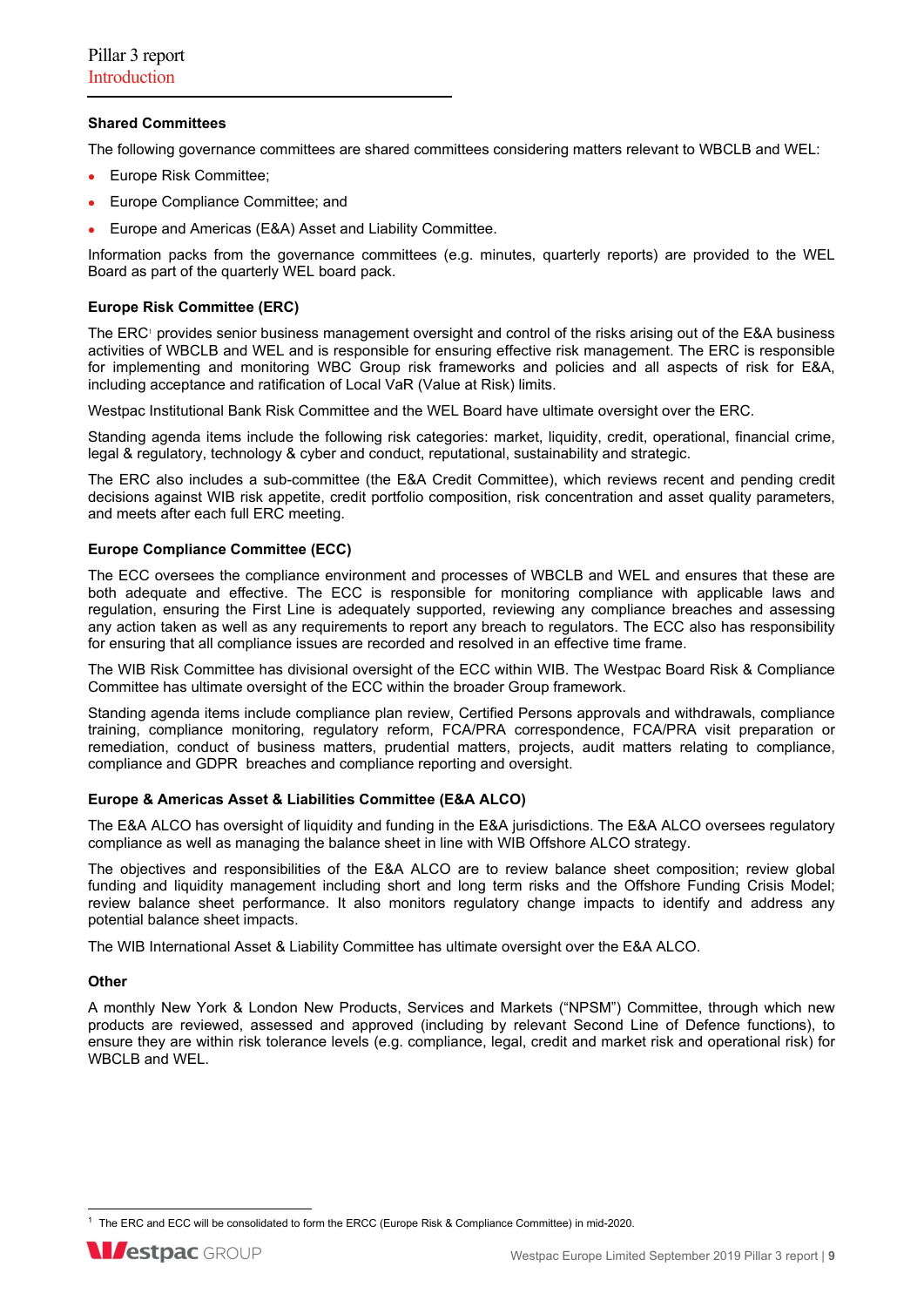### Shared Committees

The following governance committees are shared committees considering matters relevant to WBCLB and WEL:

- Europe Risk Committee;
- Europe Compliance Committee; and
- Europe and Americas (E&A) Asset and Liability Committee.

Information packs from the governance committees (e.g. minutes, quarterly reports) are provided to the WEL Board as part of the quarterly WEL board pack.

### Europe Risk Committee (ERC)

The ERC[1] provides senior business management oversight and control of the risks arising out of the E&A business activities of WBCLB and WEL and is responsible for ensuring effective risk management. The ERC is responsible for implementing and monitoring WBC Group risk frameworks and policies and all aspects of risk for E&A, including acceptance and ratification of Local VaR (Value at Risk) limits.

Westpac Institutional Bank Risk Committee and the WEL Board have ultimate oversight over the ERC.

Standing agenda items include the following risk categories: market, liquidity, credit, operational, financial crime, legal & regulatory, technology & cyber and conduct, reputational, sustainability and strategic.

The ERC also includes a sub-committee (the E&A Credit Committee), which reviews recent and pending credit decisions against WIB risk appetite, credit portfolio composition, risk concentration and asset quality parameters, and meets after each full ERC meeting.

### Europe Compliance Committee (ECC)

The ECC oversees the compliance environment and processes of WBCLB and WEL and ensures that these are both adequate and effective. The ECC is responsible for monitoring compliance with applicable laws and regulation, ensuring the First Line is adequately supported, reviewing any compliance breaches and assessing any action taken as well as any requirements to report any breach to regulators. The ECC also has responsibility for ensuring that all compliance issues are recorded and resolved in an effective time frame.

The WIB Risk Committee has divisional oversight of the ECC within WIB. The Westpac Board Risk & Compliance Committee has ultimate oversight of the ECC within the broader Group framework.

Standing agenda items include compliance plan review, Certified Persons approvals and withdrawals, compliance training, compliance monitoring, regulatory reform, FCA/PRA correspondence, FCA/PRA visit preparation or remediation, conduct of business matters, prudential matters, projects, audit matters relating to compliance, compliance and GDPR breaches and compliance reporting and oversight.

### Europe & Americas Asset & Liabilities Committee (E&A ALCO)

The E&A ALCO has oversight of liquidity and funding in the E&A jurisdictions. The E&A ALCO oversees regulatory compliance as well as managing the balance sheet in line with WIB Offshore ALCO strategy.

The objectives and responsibilities of the E&A ALCO are to review balance sheet composition; review global funding and liquidity management including short and long term risks and the Offshore Funding Crisis Model; review balance sheet performance. It also monitors regulatory change impacts to identify and address any potential balance sheet impacts.

The WIB International Asset & Liability Committee has ultimate oversight over the E&A ALCO.

### Other

A monthly New York & London New Products, Services and Markets ("NPSM") Committee, through which new products are reviewed, assessed and approved (including by relevant Second Line of Defence functions), to ensure they are within risk tolerance levels (e.g. compliance, legal, credit and market risk and operational risk) for WBCLB and WEL.

---

[1] The ERC and ECC will be consolidated to form the ERCC (Europe Risk & Compliance Committee) in mid-2020.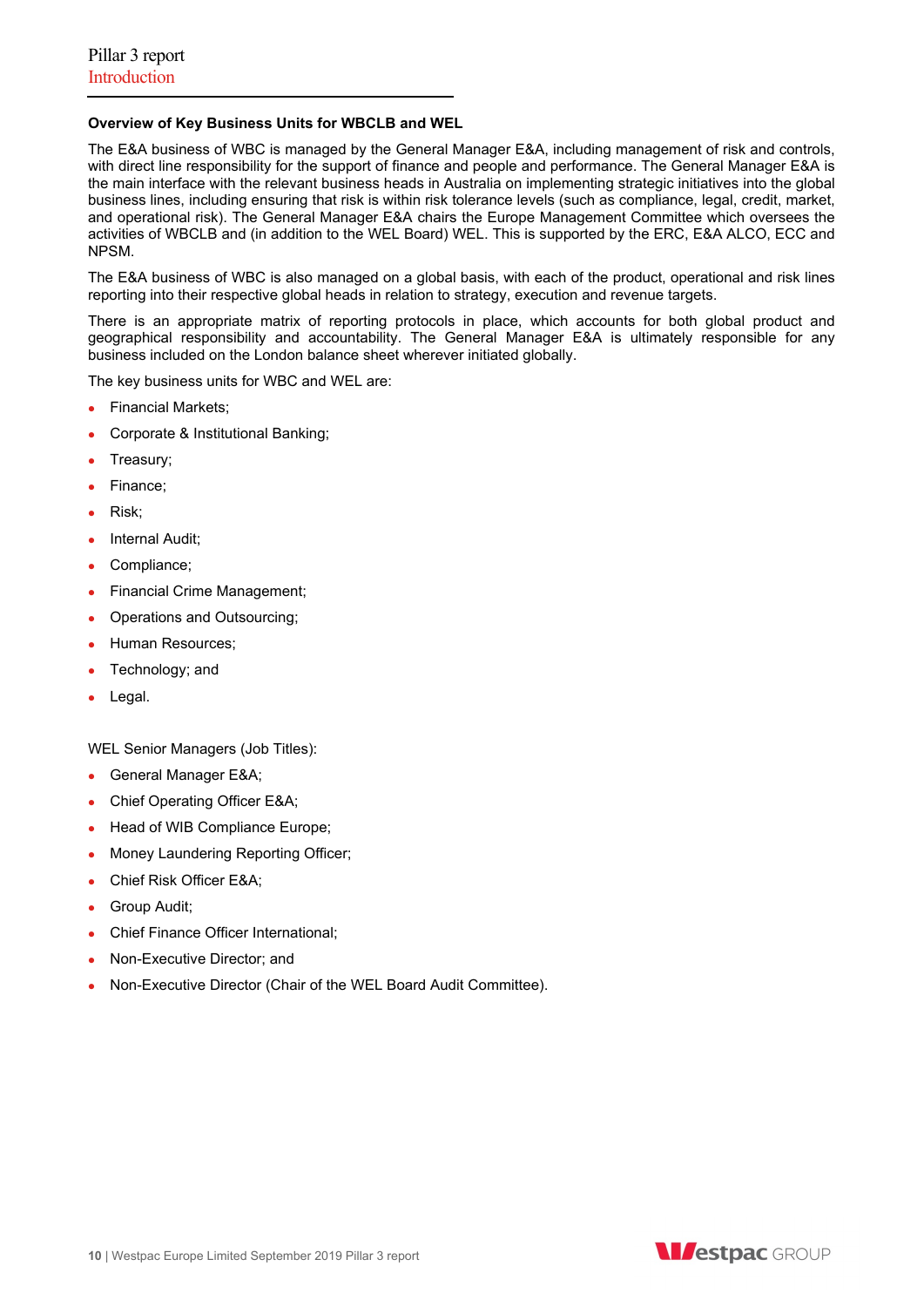### Overview of Key Business Units for WBCLB and WEL

The E&A business of WBC is managed by the General Manager E&A, including management of risk and controls, with direct line responsibility for the support of finance and people and performance. The General Manager E&A is the main interface with the relevant business heads in Australia on implementing strategic initiatives into the global business lines, including ensuring that risk is within risk tolerance levels (such as compliance, legal, credit, market, and operational risk). The General Manager E&A chairs the Europe Management Committee which oversees the activities of WBCLB and (in addition to the WEL Board) WEL. This is supported by the ERC, E&A ALCO, ECC and NPSM.

The E&A business of WBC is also managed on a global basis, with each of the product, operational and risk lines reporting into their respective global heads in relation to strategy, execution and revenue targets.

There is an appropriate matrix of reporting protocols in place, which accounts for both global product and geographical responsibility and accountability. The General Manager E&A is ultimately responsible for any business included on the London balance sheet wherever initiated globally.

The key business units for WBC and WEL are:

- Financial Markets;
- Corporate & Institutional Banking;
- Treasury;
- Finance;
- Risk;
- Internal Audit;
- Compliance;
- Financial Crime Management;
- Operations and Outsourcing;
- Human Resources;
- Technology; and
- Legal.

WEL Senior Managers (Job Titles):

- General Manager E&A;
- Chief Operating Officer E&A;
- Head of WIB Compliance Europe;
- Money Laundering Reporting Officer;
- Chief Risk Officer E&A;
- Group Audit;
- Chief Finance Officer International;
- Non-Executive Director; and
- Non-Executive Director (Chair of the WEL Board Audit Committee).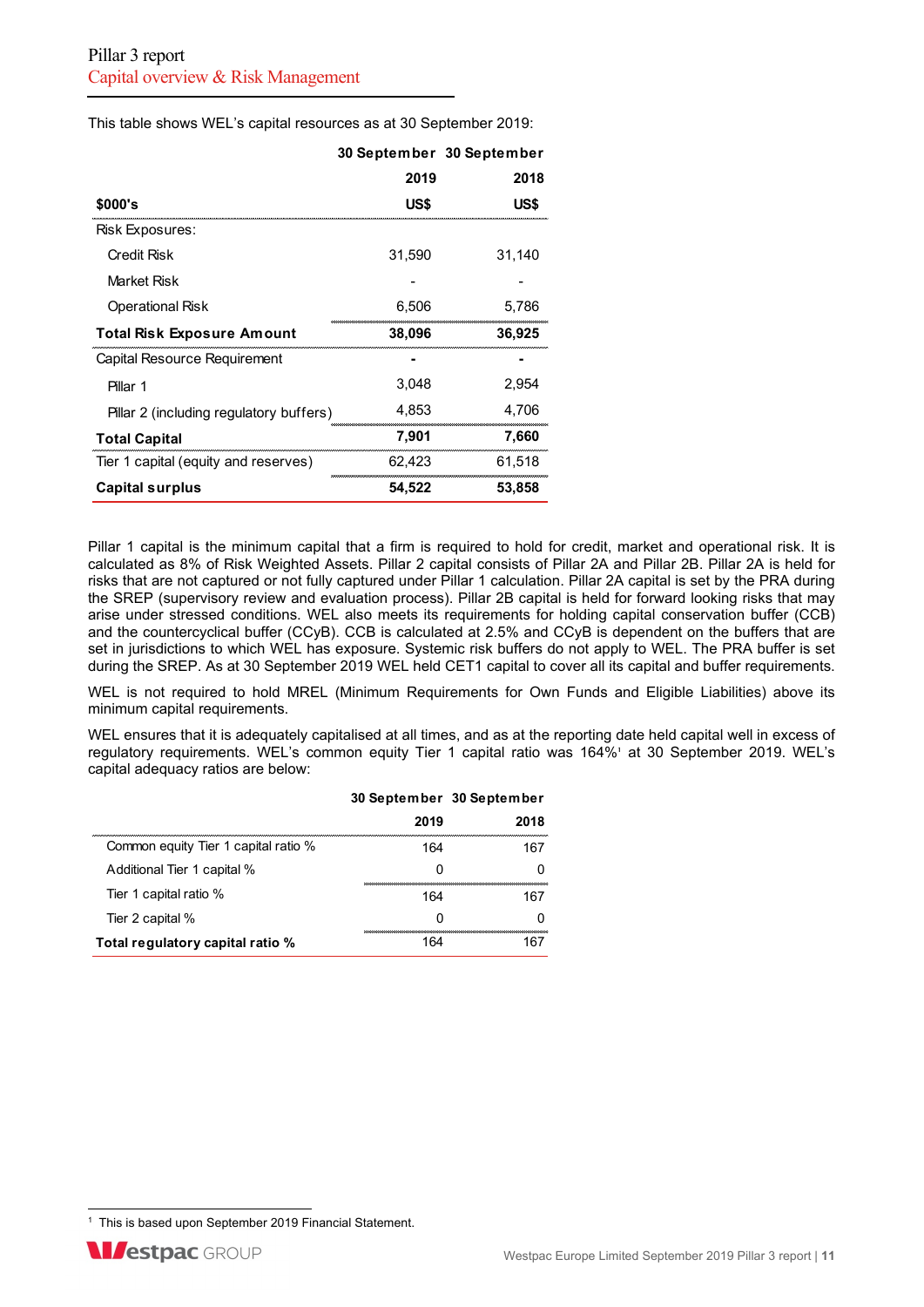This table shows WEL's capital resources as at 30 September 2019:

| $000's | 30 September 2019 US$ | 30 September 2018 US$ |
|---|---|---|
| Risk Exposures: | | |
| Credit Risk | 31,590 | 31,140 |
| Market Risk | - | - |
| Operational Risk | 6,506 | 5,786 |
| **Total Risk Exposure Amount** | **38,096** | **36,925** |
| Capital Resource Requirement | - | - |
| Pillar 1 | 3,048 | 2,954 |
| Pillar 2 (including regulatory buffers) | 4,853 | 4,706 |
| **Total Capital** | **7,901** | **7,660** |
| Tier 1 capital (equity and reserves) | 62,423 | 61,518 |
| **Capital surplus** | **54,522** | **53,858** |

Pillar 1 capital is the minimum capital that a firm is required to hold for credit, market and operational risk. It is calculated as 8% of Risk Weighted Assets. Pillar 2 capital consists of Pillar 2A and Pillar 2B. Pillar 2A is held for risks that are not captured or not fully captured under Pillar 1 calculation. Pillar 2A capital is set by the PRA during the SREP (supervisory review and evaluation process). Pillar 2B capital is held for forward looking risks that may arise under stressed conditions. WEL also meets its requirements for holding capital conservation buffer (CCB) and the countercyclical buffer (CCyB). CCB is calculated at 2.5% and CCyB is dependent on the buffers that are set in jurisdictions to which WEL has exposure. Systemic risk buffers do not apply to WEL. The PRA buffer is set during the SREP. As at 30 September 2019 WEL held CET1 capital to cover all its capital and buffer requirements.

WEL is not required to hold MREL (Minimum Requirements for Own Funds and Eligible Liabilities) above its minimum capital requirements.

WEL ensures that it is adequately capitalised at all times, and as at the reporting date held capital well in excess of regulatory requirements. WEL's common equity Tier 1 capital ratio was 164%[1] at 30 September 2019. WEL's capital adequacy ratios are below:

| | 30 September 2019 | 30 September 2018 |
|---|---|---|
| Common equity Tier 1 capital ratio % | 164 | 167 |
| Additional Tier 1 capital % | 0 | 0 |
| Tier 1 capital ratio % | 164 | 167 |
| Tier 2 capital % | 0 | 0 |
| **Total regulatory capital ratio %** | 164 | 167 |

[1] This is based upon September 2019 Financial Statement.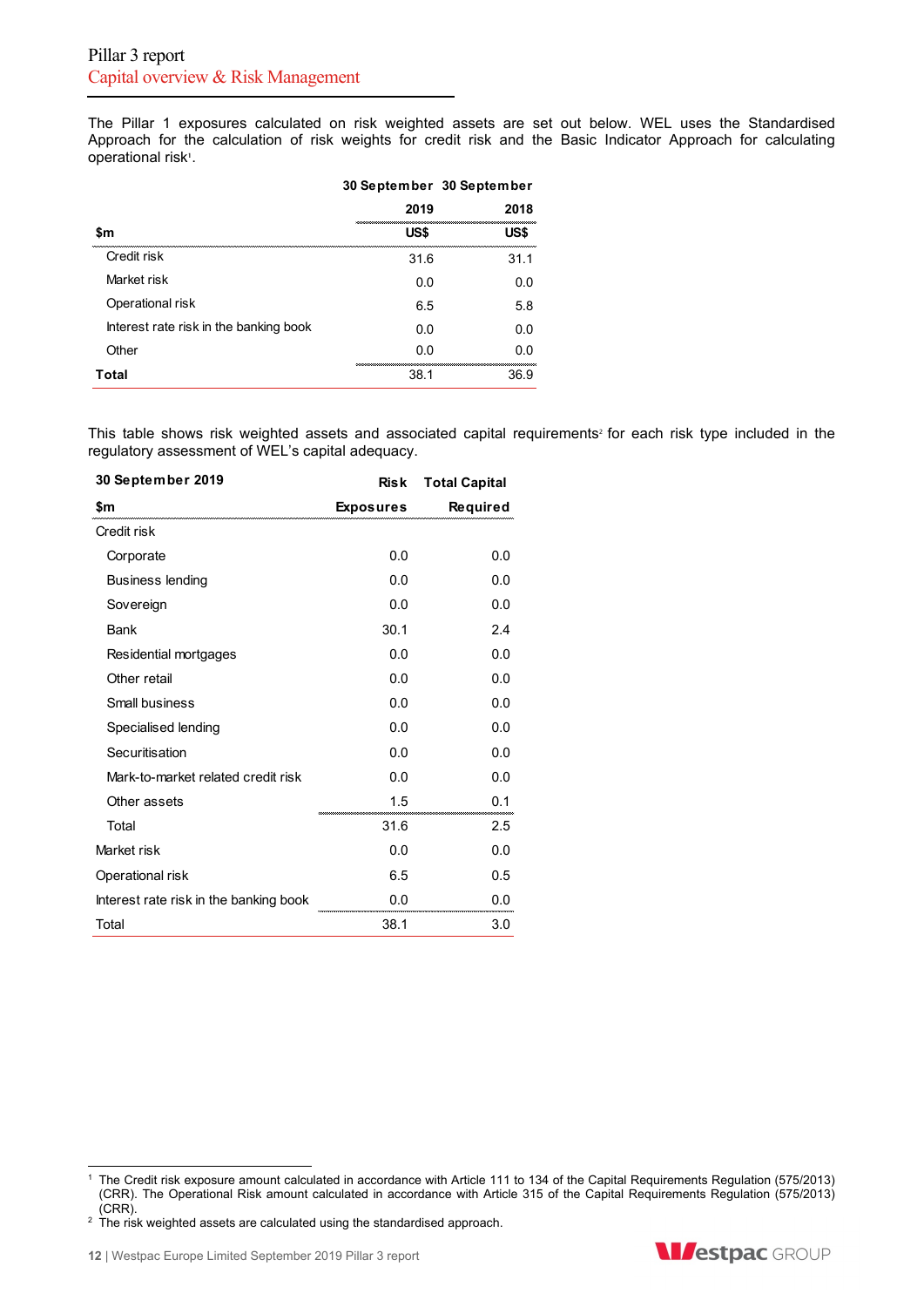The Pillar 1 exposures calculated on risk weighted assets are set out below. WEL uses the Standardised Approach for the calculation of risk weights for credit risk and the Basic Indicator Approach for calculating operational risk[1].

| $m | 30 September 2019 US$ | 30 September 2018 US$ |
|---|---|---|
| Credit risk | 31.6 | 31.1 |
| Market risk | 0.0 | 0.0 |
| Operational risk | 6.5 | 5.8 |
| Interest rate risk in the banking book | 0.0 | 0.0 |
| Other | 0.0 | 0.0 |
| **Total** | 38.1 | 36.9 |

This table shows risk weighted assets and associated capital requirements[2] for each risk type included in the regulatory assessment of WEL's capital adequacy.

| 30 September 2019 $m | Risk Exposures | Total Capital Required |
|---|---|---|
| Credit risk | | |
| Corporate | 0.0 | 0.0 |
| Business lending | 0.0 | 0.0 |
| Sovereign | 0.0 | 0.0 |
| Bank | 30.1 | 2.4 |
| Residential mortgages | 0.0 | 0.0 |
| Other retail | 0.0 | 0.0 |
| Small business | 0.0 | 0.0 |
| Specialised lending | 0.0 | 0.0 |
| Securitisation | 0.0 | 0.0 |
| Mark-to-market related credit risk | 0.0 | 0.0 |
| Other assets | 1.5 | 0.1 |
| Total | 31.6 | 2.5 |
| Market risk | 0.0 | 0.0 |
| Operational risk | 6.5 | 0.5 |
| Interest rate risk in the banking book | 0.0 | 0.0 |
| Total | 38.1 | 3.0 |

[1] The Credit risk exposure amount calculated in accordance with Article 111 to 134 of the Capital Requirements Regulation (575/2013) (CRR). The Operational Risk amount calculated in accordance with Article 315 of the Capital Requirements Regulation (575/2013) (CRR).

[2] The risk weighted assets are calculated using the standardised approach.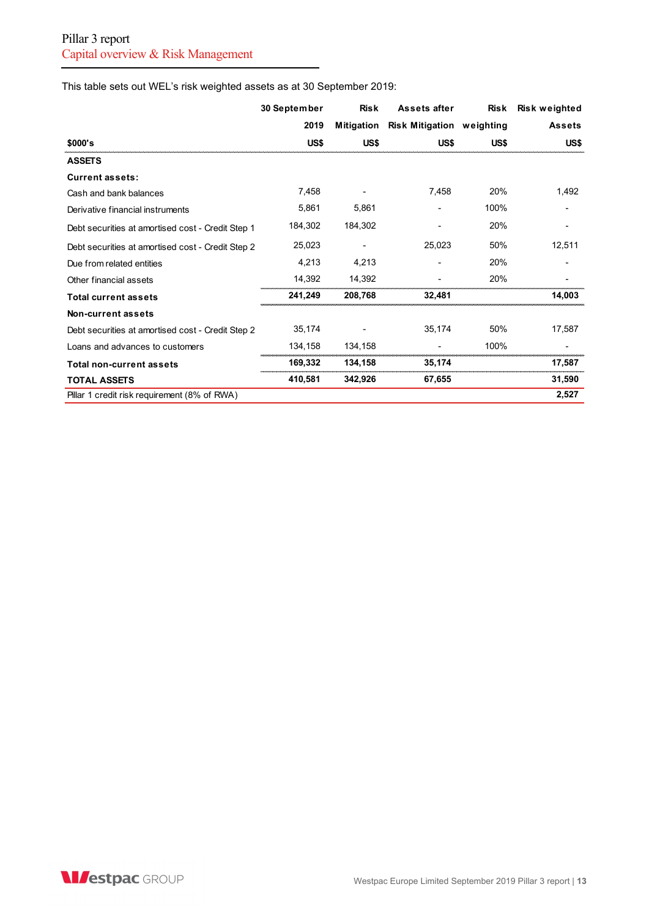This table sets out WEL's risk weighted assets as at 30 September 2019:

| $000's | 30 September 2019 US$ | Risk Mitigation US$ | Assets after Risk Mitigation US$ | Risk weighting US$ | Risk weighted Assets US$ |
|---|---|---|---|---|---|
| **ASSETS** | | | | | |
| **Current assets:** | | | | | |
| Cash and bank balances | 7,458 | - | 7,458 | 20% | 1,492 |
| Derivative financial instruments | 5,861 | 5,861 | - | 100% | - |
| Debt securities at amortised cost - Credit Step 1 | 184,302 | 184,302 | - | 20% | - |
| Debt securities at amortised cost - Credit Step 2 | 25,023 | - | 25,023 | 50% | 12,511 |
| Due from related entities | 4,213 | 4,213 | - | 20% | - |
| Other financial assets | 14,392 | 14,392 | - | 20% | - |
| **Total current assets** | **241,249** | **208,768** | **32,481** | | **14,003** |
| **Non-current assets** | | | | | |
| Debt securities at amortised cost - Credit Step 2 | 35,174 | - | 35,174 | 50% | 17,587 |
| Loans and advances to customers | 134,158 | 134,158 | - | 100% | - |
| **Total non-current assets** | **169,332** | **134,158** | **35,174** | | **17,587** |
| **TOTAL ASSETS** | **410,581** | **342,926** | **67,655** | | **31,590** |
| Pillar 1 credit risk requirement (8% of RWA) | | | | | **2,527** |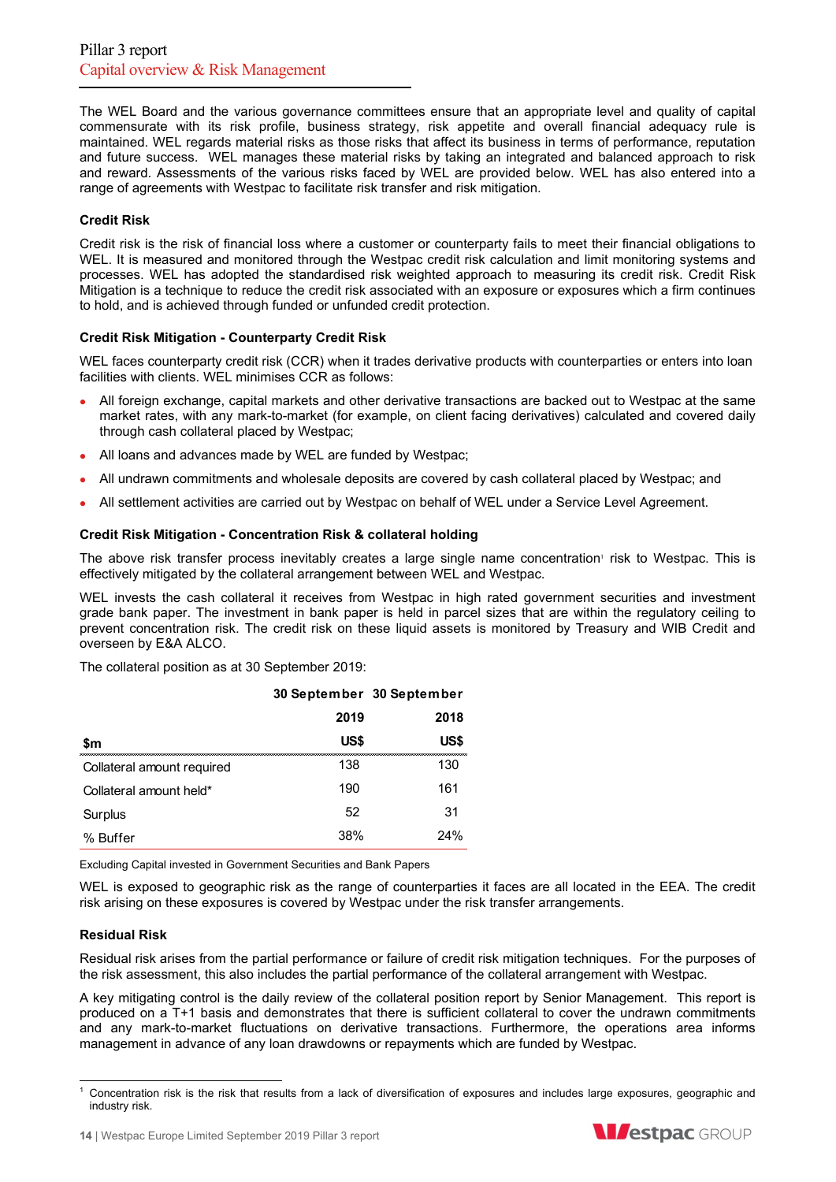The WEL Board and the various governance committees ensure that an appropriate level and quality of capital commensurate with its risk profile, business strategy, risk appetite and overall financial adequacy rule is maintained. WEL regards material risks as those risks that affect its business in terms of performance, reputation and future success. WEL manages these material risks by taking an integrated and balanced approach to risk and reward. Assessments of the various risks faced by WEL are provided below. WEL has also entered into a range of agreements with Westpac to facilitate risk transfer and risk mitigation.

### Credit Risk

Credit risk is the risk of financial loss where a customer or counterparty fails to meet their financial obligations to WEL. It is measured and monitored through the Westpac credit risk calculation and limit monitoring systems and processes. WEL has adopted the standardised risk weighted approach to measuring its credit risk. Credit Risk Mitigation is a technique to reduce the credit risk associated with an exposure or exposures which a firm continues to hold, and is achieved through funded or unfunded credit protection.

### Credit Risk Mitigation - Counterparty Credit Risk

WEL faces counterparty credit risk (CCR) when it trades derivative products with counterparties or enters into loan facilities with clients. WEL minimises CCR as follows:

- All foreign exchange, capital markets and other derivative transactions are backed out to Westpac at the same market rates, with any mark-to-market (for example, on client facing derivatives) calculated and covered daily through cash collateral placed by Westpac;
- All loans and advances made by WEL are funded by Westpac;
- All undrawn commitments and wholesale deposits are covered by cash collateral placed by Westpac; and
- All settlement activities are carried out by Westpac on behalf of WEL under a Service Level Agreement.

### Credit Risk Mitigation - Concentration Risk & collateral holding

The above risk transfer process inevitably creates a large single name concentration[1] risk to Westpac. This is effectively mitigated by the collateral arrangement between WEL and Westpac.

WEL invests the cash collateral it receives from Westpac in high rated government securities and investment grade bank paper. The investment in bank paper is held in parcel sizes that are within the regulatory ceiling to prevent concentration risk. The credit risk on these liquid assets is monitored by Treasury and WIB Credit and overseen by E&A ALCO.

The collateral position as at 30 September 2019:

| $m | 30 September 2019 US$ | 30 September 2018 US$ |
|---|---|---|
| Collateral amount required | 138 | 130 |
| Collateral amount held* | 190 | 161 |
| Surplus | 52 | 31 |
| % Buffer | 38% | 24% |

Excluding Capital invested in Government Securities and Bank Papers

WEL is exposed to geographic risk as the range of counterparties it faces are all located in the EEA. The credit risk arising on these exposures is covered by Westpac under the risk transfer arrangements.

### Residual Risk

Residual risk arises from the partial performance or failure of credit risk mitigation techniques. For the purposes of the risk assessment, this also includes the partial performance of the collateral arrangement with Westpac.

A key mitigating control is the daily review of the collateral position report by Senior Management. This report is produced on a T+1 basis and demonstrates that there is sufficient collateral to cover the undrawn commitments and any mark-to-market fluctuations on derivative transactions. Furthermore, the operations area informs management in advance of any loan drawdowns or repayments which are funded by Westpac.

[1] Concentration risk is the risk that results from a lack of diversification of exposures and includes large exposures, geographic and industry risk.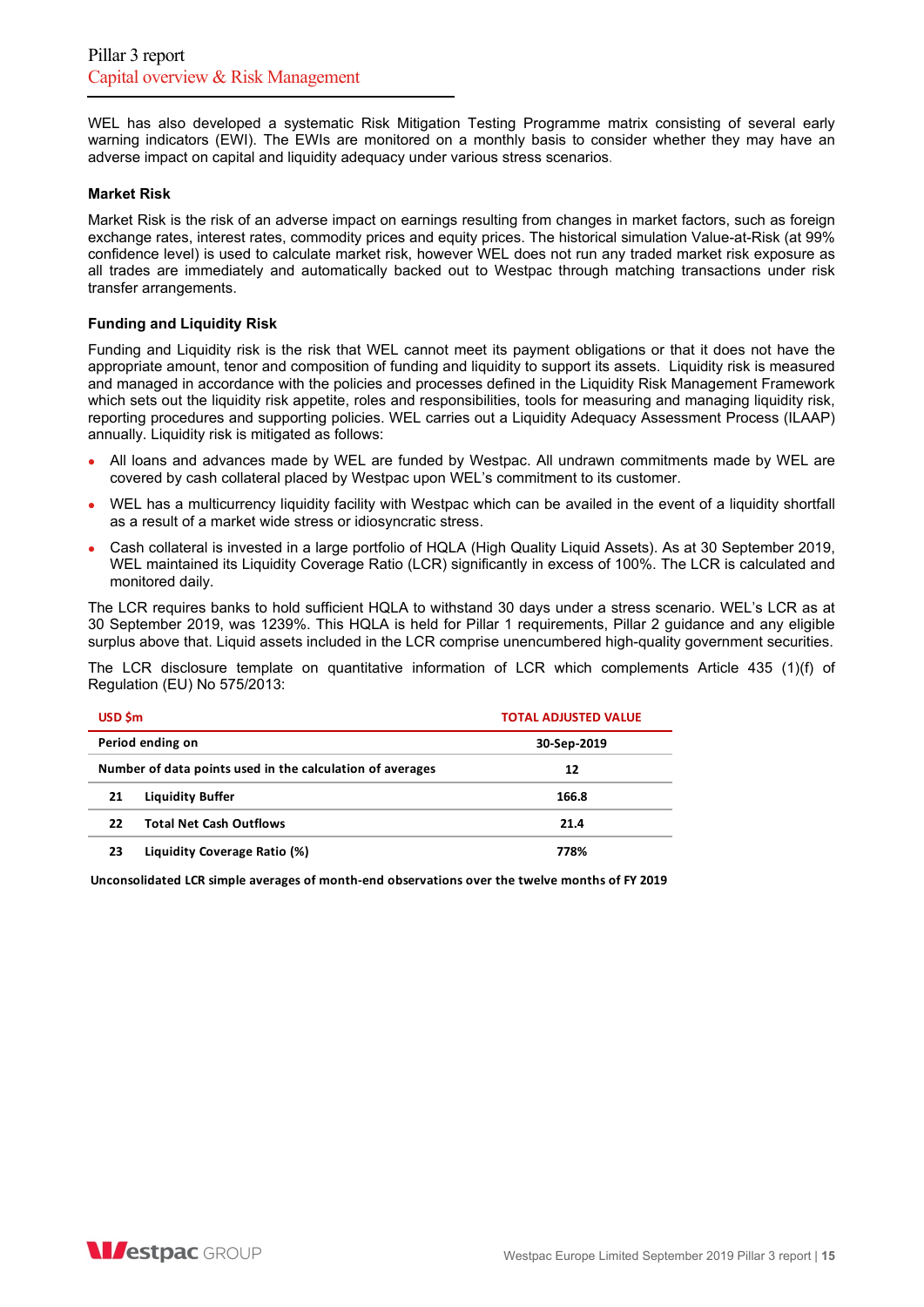WEL has also developed a systematic Risk Mitigation Testing Programme matrix consisting of several early warning indicators (EWI). The EWIs are monitored on a monthly basis to consider whether they may have an adverse impact on capital and liquidity adequacy under various stress scenarios.

### Market Risk

Market Risk is the risk of an adverse impact on earnings resulting from changes in market factors, such as foreign exchange rates, interest rates, commodity prices and equity prices. The historical simulation Value-at-Risk (at 99% confidence level) is used to calculate market risk, however WEL does not run any traded market risk exposure as all trades are immediately and automatically backed out to Westpac through matching transactions under risk transfer arrangements.

### Funding and Liquidity Risk

Funding and Liquidity risk is the risk that WEL cannot meet its payment obligations or that it does not have the appropriate amount, tenor and composition of funding and liquidity to support its assets. Liquidity risk is measured and managed in accordance with the policies and processes defined in the Liquidity Risk Management Framework which sets out the liquidity risk appetite, roles and responsibilities, tools for measuring and managing liquidity risk, reporting procedures and supporting policies. WEL carries out a Liquidity Adequacy Assessment Process (ILAAP) annually. Liquidity risk is mitigated as follows:

- All loans and advances made by WEL are funded by Westpac. All undrawn commitments made by WEL are covered by cash collateral placed by Westpac upon WEL's commitment to its customer.
- WEL has a multicurrency liquidity facility with Westpac which can be availed in the event of a liquidity shortfall as a result of a market wide stress or idiosyncratic stress.
- Cash collateral is invested in a large portfolio of HQLA (High Quality Liquid Assets). As at 30 September 2019, WEL maintained its Liquidity Coverage Ratio (LCR) significantly in excess of 100%. The LCR is calculated and monitored daily.

The LCR requires banks to hold sufficient HQLA to withstand 30 days under a stress scenario. WEL's LCR as at 30 September 2019, was 1239%. This HQLA is held for Pillar 1 requirements, Pillar 2 guidance and any eligible surplus above that. Liquid assets included in the LCR comprise unencumbered high-quality government securities.

The LCR disclosure template on quantitative information of LCR which complements Article 435 (1)(f) of Regulation (EU) No 575/2013:

| USD $m | | TOTAL ADJUSTED VALUE |
|---|---|---|
| Period ending on | | 30-Sep-2019 |
| Number of data points used in the calculation of averages | | 12 |
| 21 | Liquidity Buffer | 166.8 |
| 22 | Total Net Cash Outflows | 21.4 |
| 23 | Liquidity Coverage Ratio (%) | 778% |

**Unconsolidated LCR simple averages of month-end observations over the twelve months of FY 2019**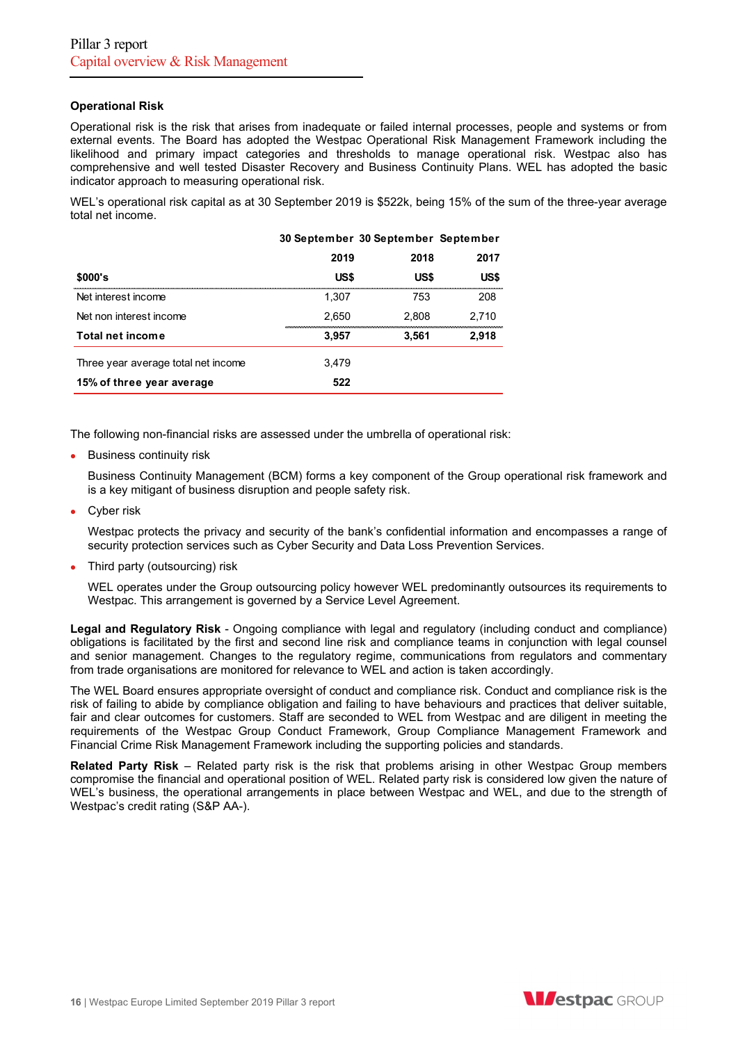### Operational Risk

Operational risk is the risk that arises from inadequate or failed internal processes, people and systems or from external events. The Board has adopted the Westpac Operational Risk Management Framework including the likelihood and primary impact categories and thresholds to manage operational risk. Westpac also has comprehensive and well tested Disaster Recovery and Business Continuity Plans. WEL has adopted the basic indicator approach to measuring operational risk.

WEL's operational risk capital as at 30 September 2019 is $522k, being 15% of the sum of the three-year average total net income.

| | 30 September | 30 September | September |
|---|---|---|---|
| | 2019 | 2018 | 2017 |
| **$000's** | **US$** | **US$** | **US$** |
| Net interest income | 1,307 | 753 | 208 |
| Net non interest income | 2,650 | 2,808 | 2,710 |
| **Total net income** | **3,957** | **3,561** | **2,918** |
| Three year average total net income | 3,479 | | |
| **15% of three year average** | **522** | | |

The following non-financial risks are assessed under the umbrella of operational risk:

- Business continuity risk

  Business Continuity Management (BCM) forms a key component of the Group operational risk framework and is a key mitigant of business disruption and people safety risk.

- Cyber risk

  Westpac protects the privacy and security of the bank's confidential information and encompasses a range of security protection services such as Cyber Security and Data Loss Prevention Services.

- Third party (outsourcing) risk

  WEL operates under the Group outsourcing policy however WEL predominantly outsources its requirements to Westpac. This arrangement is governed by a Service Level Agreement.

**Legal and Regulatory Risk** - Ongoing compliance with legal and regulatory (including conduct and compliance) obligations is facilitated by the first and second line risk and compliance teams in conjunction with legal counsel and senior management. Changes to the regulatory regime, communications from regulators and commentary from trade organisations are monitored for relevance to WEL and action is taken accordingly.

The WEL Board ensures appropriate oversight of conduct and compliance risk. Conduct and compliance risk is the risk of failing to abide by compliance obligation and failing to have behaviours and practices that deliver suitable, fair and clear outcomes for customers. Staff are seconded to WEL from Westpac and are diligent in meeting the requirements of the Westpac Group Conduct Framework, Group Compliance Management Framework and Financial Crime Risk Management Framework including the supporting policies and standards.

**Related Party Risk** – Related party risk is the risk that problems arising in other Westpac Group members compromise the financial and operational position of WEL. Related party risk is considered low given the nature of WEL's business, the operational arrangements in place between Westpac and WEL, and due to the strength of Westpac's credit rating (S&P AA-).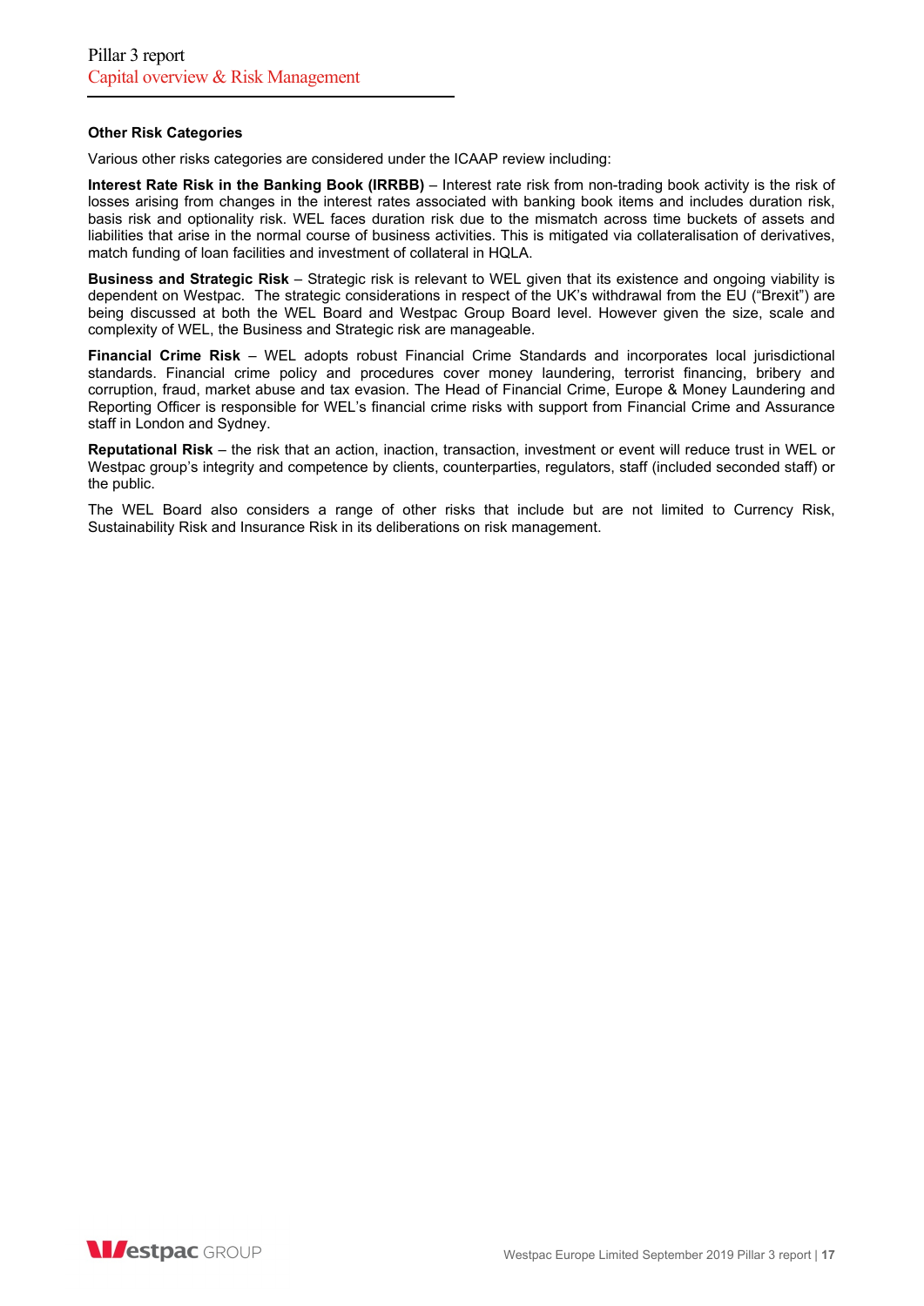**Other Risk Categories**

Various other risks categories are considered under the ICAAP review including:

**Interest Rate Risk in the Banking Book (IRRBB)** – Interest rate risk from non-trading book activity is the risk of losses arising from changes in the interest rates associated with banking book items and includes duration risk, basis risk and optionality risk. WEL faces duration risk due to the mismatch across time buckets of assets and liabilities that arise in the normal course of business activities. This is mitigated via collateralisation of derivatives, match funding of loan facilities and investment of collateral in HQLA.

**Business and Strategic Risk** – Strategic risk is relevant to WEL given that its existence and ongoing viability is dependent on Westpac. The strategic considerations in respect of the UK's withdrawal from the EU ("Brexit") are being discussed at both the WEL Board and Westpac Group Board level. However given the size, scale and complexity of WEL, the Business and Strategic risk are manageable.

**Financial Crime Risk** – WEL adopts robust Financial Crime Standards and incorporates local jurisdictional standards. Financial crime policy and procedures cover money laundering, terrorist financing, bribery and corruption, fraud, market abuse and tax evasion. The Head of Financial Crime, Europe & Money Laundering and Reporting Officer is responsible for WEL's financial crime risks with support from Financial Crime and Assurance staff in London and Sydney.

**Reputational Risk** – the risk that an action, inaction, transaction, investment or event will reduce trust in WEL or Westpac group's integrity and competence by clients, counterparties, regulators, staff (included seconded staff) or the public.

The WEL Board also considers a range of other risks that include but are not limited to Currency Risk, Sustainability Risk and Insurance Risk in its deliberations on risk management.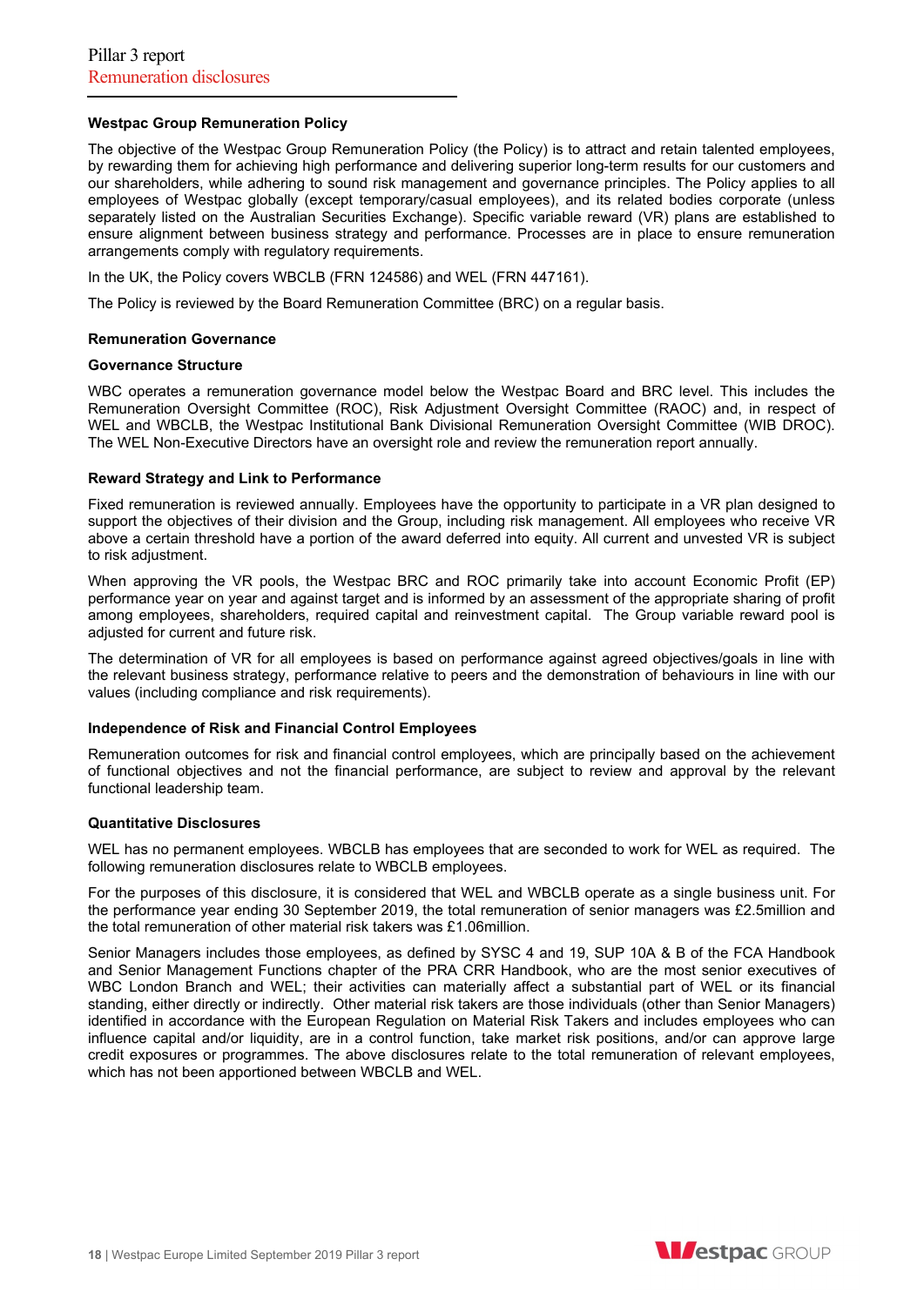#### Westpac Group Remuneration Policy

The objective of the Westpac Group Remuneration Policy (the Policy) is to attract and retain talented employees, by rewarding them for achieving high performance and delivering superior long-term results for our customers and our shareholders, while adhering to sound risk management and governance principles. The Policy applies to all employees of Westpac globally (except temporary/casual employees), and its related bodies corporate (unless separately listed on the Australian Securities Exchange). Specific variable reward (VR) plans are established to ensure alignment between business strategy and performance. Processes are in place to ensure remuneration arrangements comply with regulatory requirements.

In the UK, the Policy covers WBCLB (FRN 124586) and WEL (FRN 447161).

The Policy is reviewed by the Board Remuneration Committee (BRC) on a regular basis.

#### Remuneration Governance

#### Governance Structure

WBC operates a remuneration governance model below the Westpac Board and BRC level. This includes the Remuneration Oversight Committee (ROC), Risk Adjustment Oversight Committee (RAOC) and, in respect of WEL and WBCLB, the Westpac Institutional Bank Divisional Remuneration Oversight Committee (WIB DROC). The WEL Non-Executive Directors have an oversight role and review the remuneration report annually.

#### Reward Strategy and Link to Performance

Fixed remuneration is reviewed annually. Employees have the opportunity to participate in a VR plan designed to support the objectives of their division and the Group, including risk management. All employees who receive VR above a certain threshold have a portion of the award deferred into equity. All current and unvested VR is subject to risk adjustment.

When approving the VR pools, the Westpac BRC and ROC primarily take into account Economic Profit (EP) performance year on year and against target and is informed by an assessment of the appropriate sharing of profit among employees, shareholders, required capital and reinvestment capital. The Group variable reward pool is adjusted for current and future risk.

The determination of VR for all employees is based on performance against agreed objectives/goals in line with the relevant business strategy, performance relative to peers and the demonstration of behaviours in line with our values (including compliance and risk requirements).

#### Independence of Risk and Financial Control Employees

Remuneration outcomes for risk and financial control employees, which are principally based on the achievement of functional objectives and not the financial performance, are subject to review and approval by the relevant functional leadership team.

#### Quantitative Disclosures

WEL has no permanent employees. WBCLB has employees that are seconded to work for WEL as required. The following remuneration disclosures relate to WBCLB employees.

For the purposes of this disclosure, it is considered that WEL and WBCLB operate as a single business unit. For the performance year ending 30 September 2019, the total remuneration of senior managers was £2.5million and the total remuneration of other material risk takers was £1.06million.

Senior Managers includes those employees, as defined by SYSC 4 and 19, SUP 10A & B of the FCA Handbook and Senior Management Functions chapter of the PRA CRR Handbook, who are the most senior executives of WBC London Branch and WEL; their activities can materially affect a substantial part of WEL or its financial standing, either directly or indirectly. Other material risk takers are those individuals (other than Senior Managers) identified in accordance with the European Regulation on Material Risk Takers and includes employees who can influence capital and/or liquidity, are in a control function, take market risk positions, and/or can approve large credit exposures or programmes. The above disclosures relate to the total remuneration of relevant employees, which has not been apportioned between WBCLB and WEL.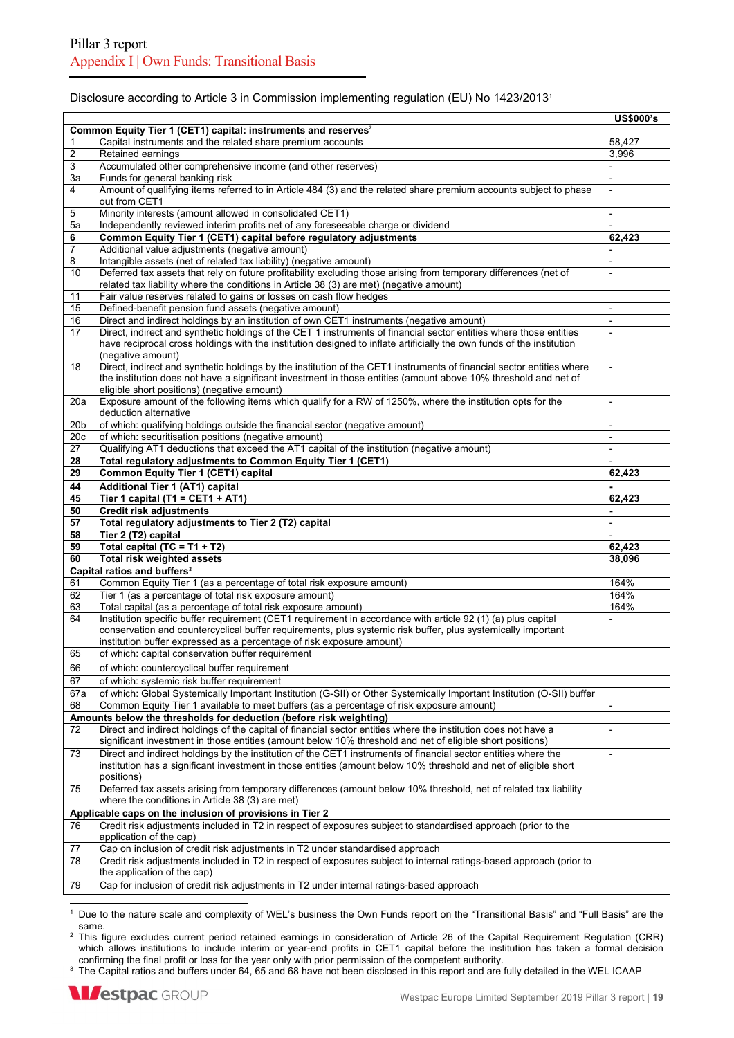# Pillar 3 report
## Appendix I | Own Funds: Transitional Basis

Disclosure according to Article 3 in Commission implementing regulation (EU) No 1423/2013[1]

| | | US$000's |
|---|---|---|
| **Common Equity Tier 1 (CET1) capital: instruments and reserves[2]** | | |
| 1 | Capital instruments and the related share premium accounts | 58,427 |
| 2 | Retained earnings | 3,996 |
| 3 | Accumulated other comprehensive income (and other reserves) | - |
| 3a | Funds for general banking risk | - |
| 4 | Amount of qualifying items referred to in Article 484 (3) and the related share premium accounts subject to phase out from CET1 | - |
| 5 | Minority interests (amount allowed in consolidated CET1) | - |
| 5a | Independently reviewed interim profits net of any foreseeable charge or dividend | - |
| **6** | **Common Equity Tier 1 (CET1) capital before regulatory adjustments** | **62,423** |
| 7 | Additional value adjustments (negative amount) | - |
| 8 | Intangible assets (net of related tax liability) (negative amount) | - |
| 10 | Deferred tax assets that rely on future profitability excluding those arising from temporary differences (net of related tax liability where the conditions in Article 38 (3) are met) (negative amount) | - |
| 11 | Fair value reserves related to gains or losses on cash flow hedges | |
| 15 | Defined-benefit pension fund assets (negative amount) | - |
| 16 | Direct and indirect holdings by an institution of own CET1 instruments (negative amount) | - |
| 17 | Direct, indirect and synthetic holdings of the CET 1 instruments of financial sector entities where those entities have reciprocal cross holdings with the institution designed to inflate artificially the own funds of the institution (negative amount) | - |
| 18 | Direct, indirect and synthetic holdings by the institution of the CET1 instruments of financial sector entities where the institution does not have a significant investment in those entities (amount above 10% threshold and net of eligible short positions) (negative amount) | - |
| 20a | Exposure amount of the following items which qualify for a RW of 1250%, where the institution opts for the deduction alternative | - |
| 20b | of which: qualifying holdings outside the financial sector (negative amount) | - |
| 20c | of which: securitisation positions (negative amount) | - |
| 27 | Qualifying AT1 deductions that exceed the AT1 capital of the institution (negative amount) | - |
| **28** | **Total regulatory adjustments to Common Equity Tier 1 (CET1)** | - |
| **29** | **Common Equity Tier 1 (CET1) capital** | **62,423** |
| **44** | **Additional Tier 1 (AT1) capital** | **-** |
| **45** | **Tier 1 capital (T1 = CET1 + AT1)** | **62,423** |
| **50** | **Credit risk adjustments** | **-** |
| **57** | **Total regulatory adjustments to Tier 2 (T2) capital** | - |
| **58** | **Tier 2 (T2) capital** | - |
| **59** | **Total capital (TC = T1 + T2)** | **62,423** |
| **60** | **Total risk weighted assets** | **38,096** |
| **Capital ratios and buffers[3]** | | |
| 61 | Common Equity Tier 1 (as a percentage of total risk exposure amount) | 164% |
| 62 | Tier 1 (as a percentage of total risk exposure amount) | 164% |
| 63 | Total capital (as a percentage of total risk exposure amount) | 164% |
| 64 | Institution specific buffer requirement (CET1 requirement in accordance with article 92 (1) (a) plus capital conservation and countercyclical buffer requirements, plus systemic risk buffer, plus systemically important institution buffer expressed as a percentage of risk exposure amount) | - |
| 65 | of which: capital conservation buffer requirement | |
| 66 | of which: countercyclical buffer requirement | |
| 67 | of which: systemic risk buffer requirement | |
| 67a | of which: Global Systemically Important Institution (G-SII) or Other Systemically Important Institution (O-SII) buffer | |
| 68 | Common Equity Tier 1 available to meet buffers (as a percentage of risk exposure amount) | - |
| **Amounts below the thresholds for deduction (before risk weighting)** | | |
| 72 | Direct and indirect holdings of the capital of financial sector entities where the institution does not have a significant investment in those entities (amount below 10% threshold and net of eligible short positions) | - |
| 73 | Direct and indirect holdings by the institution of the CET1 instruments of financial sector entities where the institution has a significant investment in those entities (amount below 10% threshold and net of eligible short positions) | - |
| 75 | Deferred tax assets arising from temporary differences (amount below 10% threshold, net of related tax liability where the conditions in Article 38 (3) are met) | |
| **Applicable caps on the inclusion of provisions in Tier 2** | | |
| 76 | Credit risk adjustments included in T2 in respect of exposures subject to standardised approach (prior to the application of the cap) | |
| 77 | Cap on inclusion of credit risk adjustments in T2 under standardised approach | |
| 78 | Credit risk adjustments included in T2 in respect of exposures subject to internal ratings-based approach (prior to the application of the cap) | |
| 79 | Cap for inclusion of credit risk adjustments in T2 under internal ratings-based approach | |

[1] Due to the nature scale and complexity of WEL's business the Own Funds report on the "Transitional Basis" and "Full Basis" are the same.

[2] This figure excludes current period retained earnings in consideration of Article 26 of the Capital Requirement Regulation (CRR) which allows institutions to include interim or year-end profits in CET1 capital before the institution has taken a formal decision confirming the final profit or loss for the year only with prior permission of the competent authority.

[3] The Capital ratios and buffers under 64, 65 and 68 have not been disclosed in this report and are fully detailed in the WEL ICAAP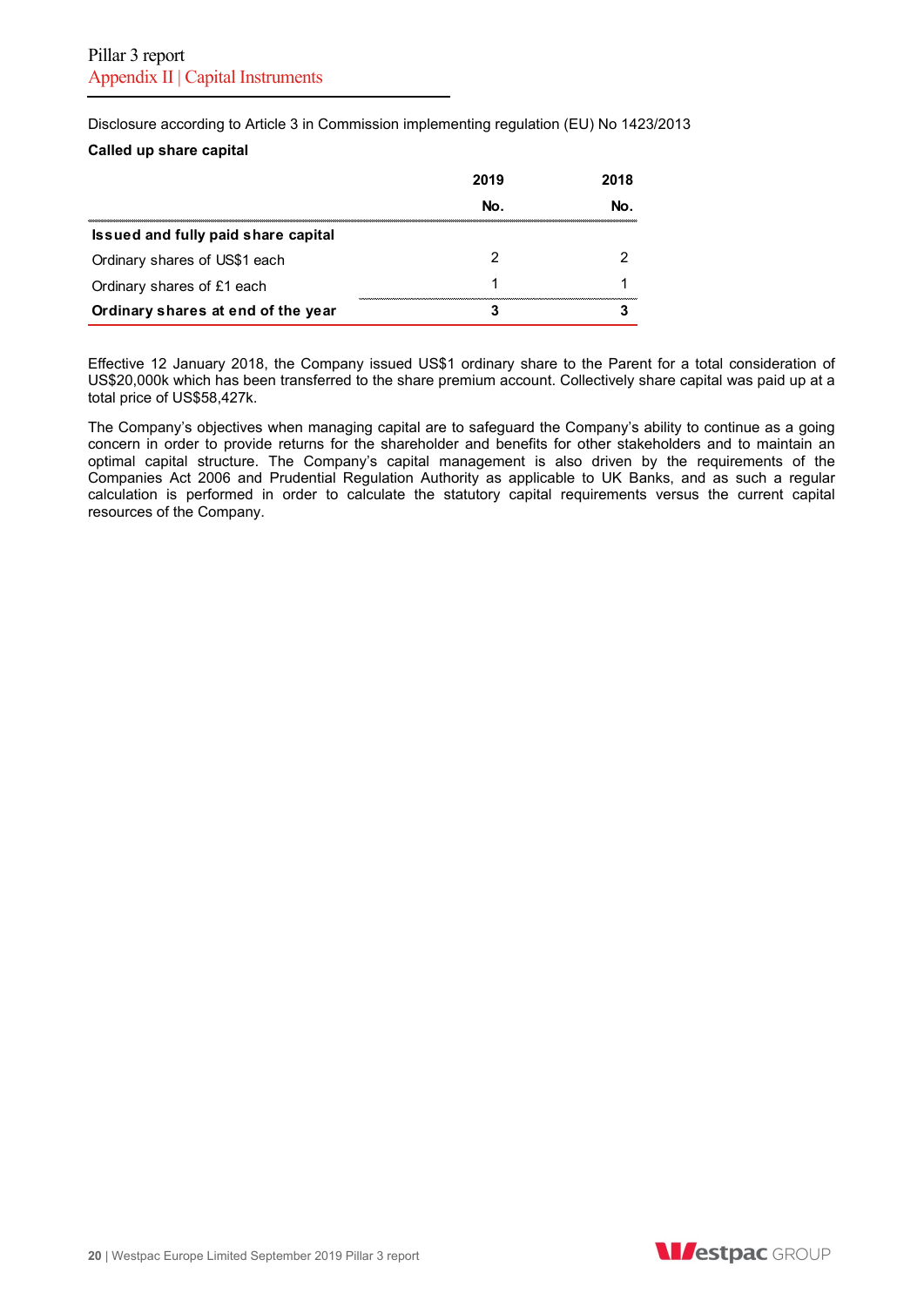Disclosure according to Article 3 in Commission implementing regulation (EU) No 1423/2013

**Called up share capital**

| | 2019 | 2018 |
|---|---|---|
| | No. | No. |
| **Issued and fully paid share capital** | | |
| Ordinary shares of US$1 each | 2 | 2 |
| Ordinary shares of £1 each | 1 | 1 |
| **Ordinary shares at end of the year** | **3** | **3** |

Effective 12 January 2018, the Company issued US$1 ordinary share to the Parent for a total consideration of US$20,000k which has been transferred to the share premium account. Collectively share capital was paid up at a total price of US$58,427k.

The Company's objectives when managing capital are to safeguard the Company's ability to continue as a going concern in order to provide returns for the shareholder and benefits for other stakeholders and to maintain an optimal capital structure. The Company's capital management is also driven by the requirements of the Companies Act 2006 and Prudential Regulation Authority as applicable to UK Banks, and as such a regular calculation is performed in order to calculate the statutory capital requirements versus the current capital resources of the Company.